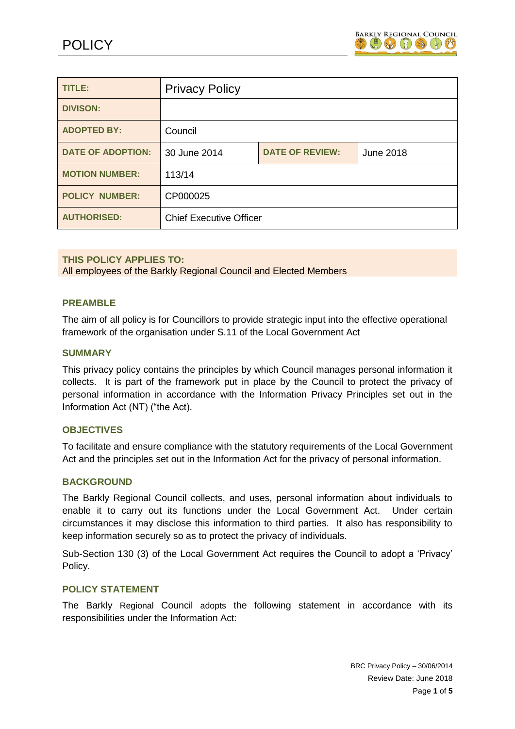# POLICY

| TITLE: | Privacy Policy | | |
|---|---|---|---|
| DIVISON: | | | |
| ADOPTED BY: | Council | | |
| DATE OF ADOPTION: | 30 June 2014 | DATE OF REVIEW: | June 2018 |
| MOTION NUMBER: | 113/14 | | |
| POLICY NUMBER: | CP000025 | | |
| AUTHORISED: | Chief Executive Officer | | |

**THIS POLICY APPLIES TO:**
All employees of the Barkly Regional Council and Elected Members

## PREAMBLE

The aim of all policy is for Councillors to provide strategic input into the effective operational framework of the organisation under S.11 of the Local Government Act

## SUMMARY

This privacy policy contains the principles by which Council manages personal information it collects. It is part of the framework put in place by the Council to protect the privacy of personal information in accordance with the Information Privacy Principles set out in the Information Act (NT) ("the Act).

## OBJECTIVES

To facilitate and ensure compliance with the statutory requirements of the Local Government Act and the principles set out in the Information Act for the privacy of personal information.

## BACKGROUND

The Barkly Regional Council collects, and uses, personal information about individuals to enable it to carry out its functions under the Local Government Act. Under certain circumstances it may disclose this information to third parties. It also has responsibility to keep information securely so as to protect the privacy of individuals.

Sub-Section 130 (3) of the Local Government Act requires the Council to adopt a 'Privacy' Policy.

## POLICY STATEMENT

The Barkly Regional Council adopts the following statement in accordance with its responsibilities under the Information Act: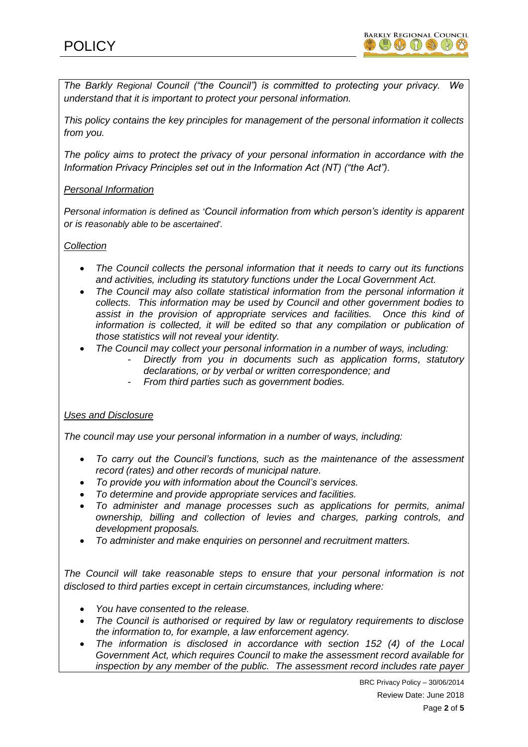*The Barkly Regional Council ("the Council") is committed to protecting your privacy. We understand that it is important to protect your personal information.*

*This policy contains the key principles for management of the personal information it collects from you.*

*The policy aims to protect the privacy of your personal information in accordance with the Information Privacy Principles set out in the Information Act (NT) ("the Act").*

*Personal Information*

*Personal information is defined as 'Council information from which person's identity is apparent or is reasonably able to be ascertained'.*

*Collection*

- *The Council collects the personal information that it needs to carry out its functions and activities, including its statutory functions under the Local Government Act.*
- *The Council may also collate statistical information from the personal information it collects. This information may be used by Council and other government bodies to assist in the provision of appropriate services and facilities. Once this kind of information is collected, it will be edited so that any compilation or publication of those statistics will not reveal your identity.*
- *The Council may collect your personal information in a number of ways, including:*
    - *Directly from you in documents such as application forms, statutory declarations, or by verbal or written correspondence; and*
    - *From third parties such as government bodies.*

*Uses and Disclosure*

*The council may use your personal information in a number of ways, including:*

- *To carry out the Council's functions, such as the maintenance of the assessment record (rates) and other records of municipal nature.*
- *To provide you with information about the Council's services.*
- *To determine and provide appropriate services and facilities.*
- *To administer and manage processes such as applications for permits, animal ownership, billing and collection of levies and charges, parking controls, and development proposals.*
- *To administer and make enquiries on personnel and recruitment matters.*

*The Council will take reasonable steps to ensure that your personal information is not disclosed to third parties except in certain circumstances, including where:*

- *You have consented to the release.*
- *The Council is authorised or required by law or regulatory requirements to disclose the information to, for example, a law enforcement agency.*
- *The information is disclosed in accordance with section 152 (4) of the Local Government Act, which requires Council to make the assessment record available for inspection by any member of the public. The assessment record includes rate payer*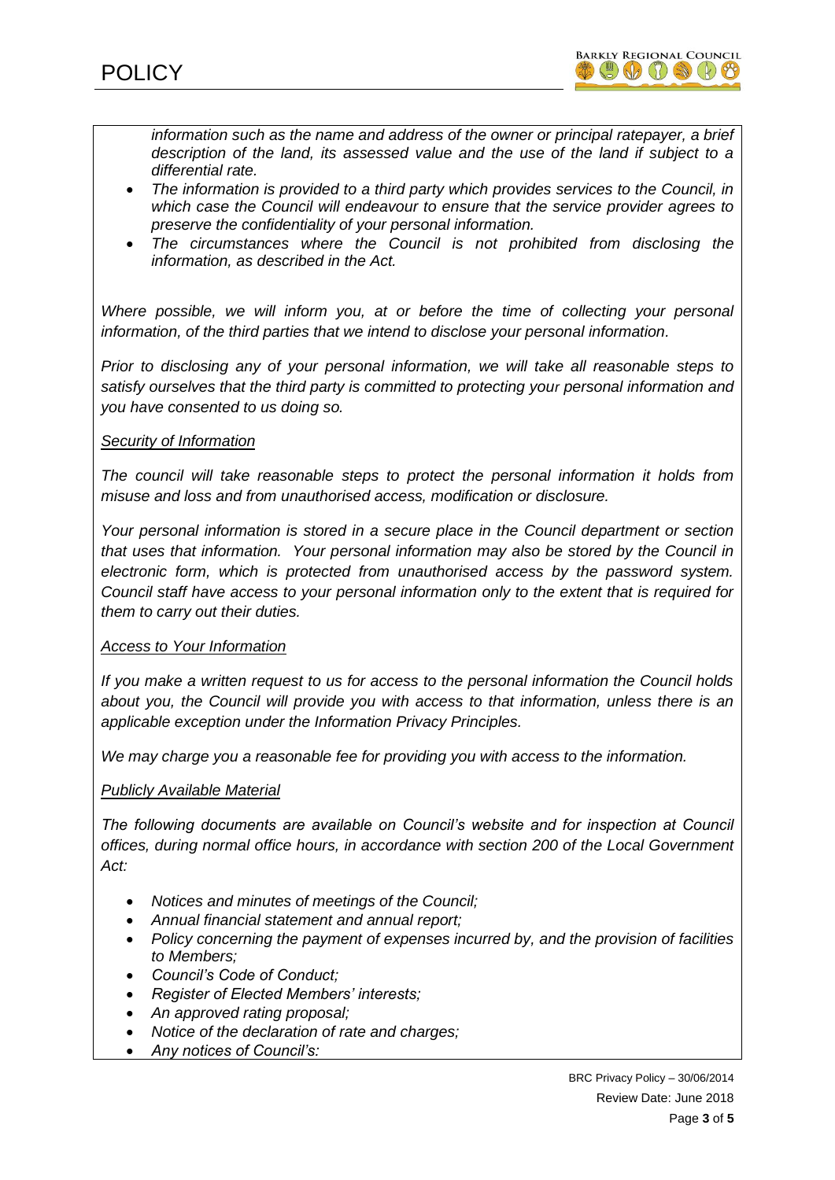*information such as the name and address of the owner or principal ratepayer, a brief description of the land, its assessed value and the use of the land if subject to a differential rate.*

- *The information is provided to a third party which provides services to the Council, in which case the Council will endeavour to ensure that the service provider agrees to preserve the confidentiality of your personal information.*
- *The circumstances where the Council is not prohibited from disclosing the information, as described in the Act.*

*Where possible, we will inform you, at or before the time of collecting your personal information, of the third parties that we intend to disclose your personal information.*

*Prior to disclosing any of your personal information, we will take all reasonable steps to satisfy ourselves that the third party is committed to protecting your personal information and you have consented to us doing so.*

*Security of Information*

*The council will take reasonable steps to protect the personal information it holds from misuse and loss and from unauthorised access, modification or disclosure.*

*Your personal information is stored in a secure place in the Council department or section that uses that information. Your personal information may also be stored by the Council in electronic form, which is protected from unauthorised access by the password system. Council staff have access to your personal information only to the extent that is required for them to carry out their duties.*

*Access to Your Information*

*If you make a written request to us for access to the personal information the Council holds about you, the Council will provide you with access to that information, unless there is an applicable exception under the Information Privacy Principles.*

*We may charge you a reasonable fee for providing you with access to the information.*

*Publicly Available Material*

*The following documents are available on Council's website and for inspection at Council offices, during normal office hours, in accordance with section 200 of the Local Government Act:*

- *Notices and minutes of meetings of the Council;*
- *Annual financial statement and annual report;*
- *Policy concerning the payment of expenses incurred by, and the provision of facilities to Members;*
- *Council's Code of Conduct;*
- *Register of Elected Members' interests;*
- *An approved rating proposal;*
- *Notice of the declaration of rate and charges;*
- *Any notices of Council's:*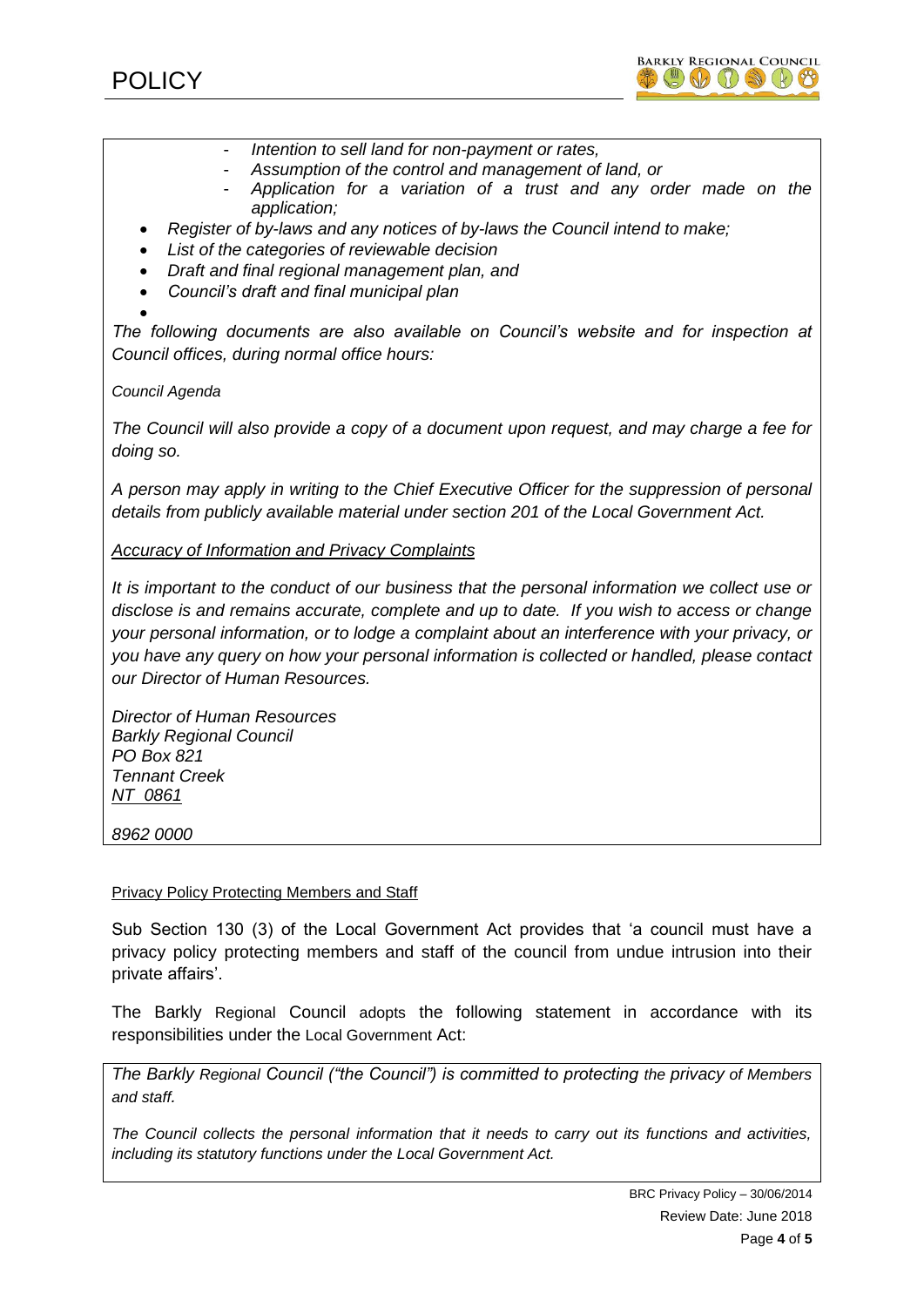- *Intention to sell land for non-payment or rates,*
- *Assumption of the control and management of land, or*
- *Application for a variation of a trust and any order made on the application;*

- *Register of by-laws and any notices of by-laws the Council intend to make;*
- *List of the categories of reviewable decision*
- *Draft and final regional management plan, and*
- *Council's draft and final municipal plan*

*The following documents are also available on Council's website and for inspection at Council offices, during normal office hours:*

*Council Agenda*

*The Council will also provide a copy of a document upon request, and may charge a fee for doing so.*

*A person may apply in writing to the Chief Executive Officer for the suppression of personal details from publicly available material under section 201 of the Local Government Act.*

*Accuracy of Information and Privacy Complaints*

*It is important to the conduct of our business that the personal information we collect use or disclose is and remains accurate, complete and up to date. If you wish to access or change your personal information, or to lodge a complaint about an interference with your privacy, or you have any query on how your personal information is collected or handled, please contact our Director of Human Resources.*

*Director of Human Resources*
*Barkly Regional Council*
*PO Box 821*
*Tennant Creek*
*NT 0861*

*8962 0000*

Privacy Policy Protecting Members and Staff

Sub Section 130 (3) of the Local Government Act provides that 'a council must have a privacy policy protecting members and staff of the council from undue intrusion into their private affairs'.

The Barkly Regional Council adopts the following statement in accordance with its responsibilities under the Local Government Act:

*The Barkly Regional Council ("the Council") is committed to protecting the privacy of Members and staff.*

*The Council collects the personal information that it needs to carry out its functions and activities, including its statutory functions under the Local Government Act.*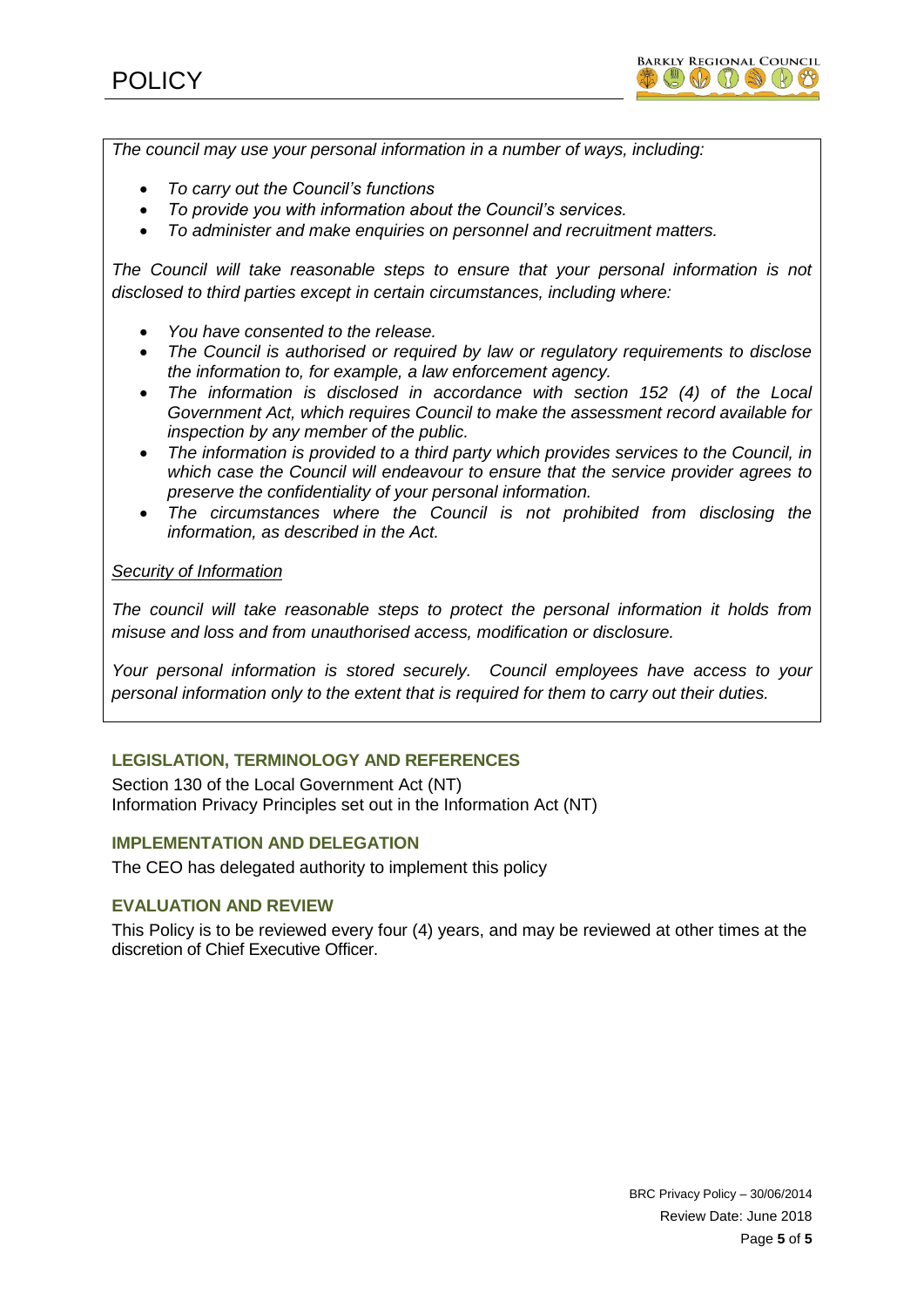*The council may use your personal information in a number of ways, including:*

- *To carry out the Council's functions*
- *To provide you with information about the Council's services.*
- *To administer and make enquiries on personnel and recruitment matters.*

*The Council will take reasonable steps to ensure that your personal information is not disclosed to third parties except in certain circumstances, including where:*

- *You have consented to the release.*
- *The Council is authorised or required by law or regulatory requirements to disclose the information to, for example, a law enforcement agency.*
- *The information is disclosed in accordance with section 152 (4) of the Local Government Act, which requires Council to make the assessment record available for inspection by any member of the public.*
- *The information is provided to a third party which provides services to the Council, in which case the Council will endeavour to ensure that the service provider agrees to preserve the confidentiality of your personal information.*
- *The circumstances where the Council is not prohibited from disclosing the information, as described in the Act.*

*Security of Information*

*The council will take reasonable steps to protect the personal information it holds from misuse and loss and from unauthorised access, modification or disclosure.*

*Your personal information is stored securely. Council employees have access to your personal information only to the extent that is required for them to carry out their duties.*

## LEGISLATION, TERMINOLOGY AND REFERENCES

Section 130 of the Local Government Act (NT)
Information Privacy Principles set out in the Information Act (NT)

## IMPLEMENTATION AND DELEGATION

The CEO has delegated authority to implement this policy

## EVALUATION AND REVIEW

This Policy is to be reviewed every four (4) years, and may be reviewed at other times at the discretion of Chief Executive Officer.

BRC Privacy Policy – 30/06/2014
Review Date: June 2018